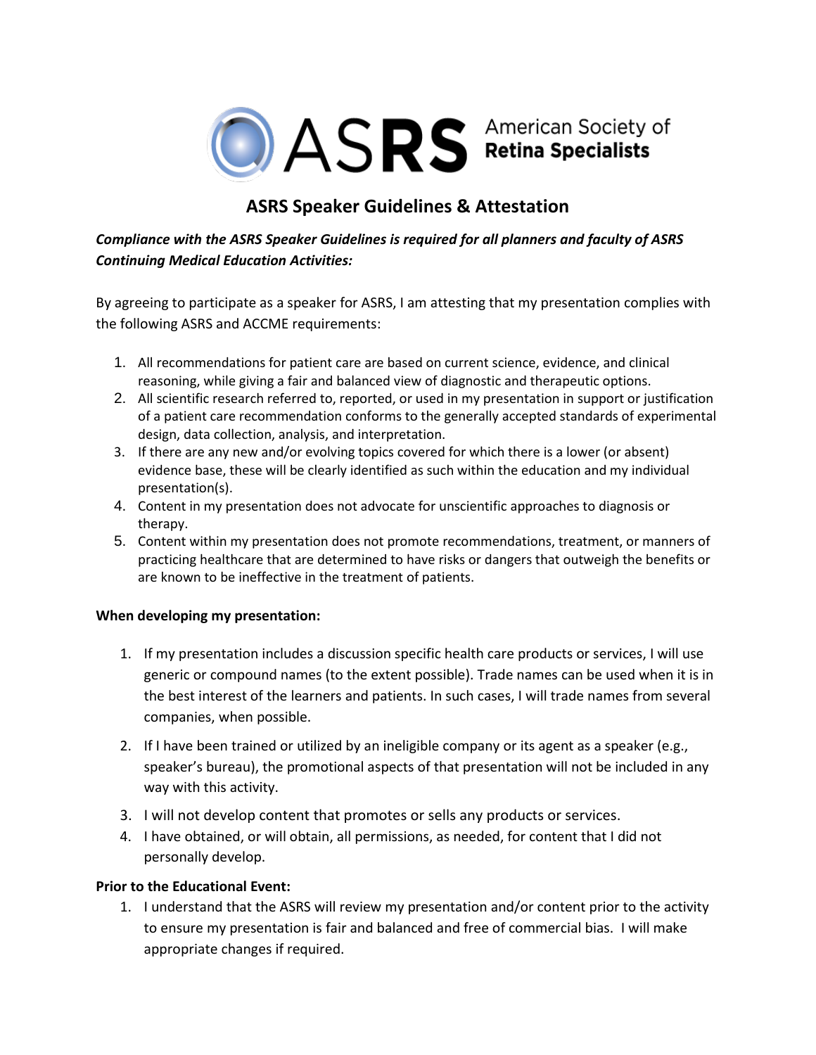ASRS American Society of Retina Specialists

# ASRS Speaker Guidelines & Attestation

***Compliance with the ASRS Speaker Guidelines is required for all planners and faculty of ASRS Continuing Medical Education Activities:***

By agreeing to participate as a speaker for ASRS, I am attesting that my presentation complies with the following ASRS and ACCME requirements:

1. All recommendations for patient care are based on current science, evidence, and clinical reasoning, while giving a fair and balanced view of diagnostic and therapeutic options.
2. All scientific research referred to, reported, or used in my presentation in support or justification of a patient care recommendation conforms to the generally accepted standards of experimental design, data collection, analysis, and interpretation.
3. If there are any new and/or evolving topics covered for which there is a lower (or absent) evidence base, these will be clearly identified as such within the education and my individual presentation(s).
4. Content in my presentation does not advocate for unscientific approaches to diagnosis or therapy.
5. Content within my presentation does not promote recommendations, treatment, or manners of practicing healthcare that are determined to have risks or dangers that outweigh the benefits or are known to be ineffective in the treatment of patients.

**When developing my presentation:**

1. If my presentation includes a discussion specific health care products or services, I will use generic or compound names (to the extent possible). Trade names can be used when it is in the best interest of the learners and patients. In such cases, I will trade names from several companies, when possible.
2. If I have been trained or utilized by an ineligible company or its agent as a speaker (e.g., speaker's bureau), the promotional aspects of that presentation will not be included in any way with this activity.
3. I will not develop content that promotes or sells any products or services.
4. I have obtained, or will obtain, all permissions, as needed, for content that I did not personally develop.

**Prior to the Educational Event:**

1. I understand that the ASRS will review my presentation and/or content prior to the activity to ensure my presentation is fair and balanced and free of commercial bias. I will make appropriate changes if required.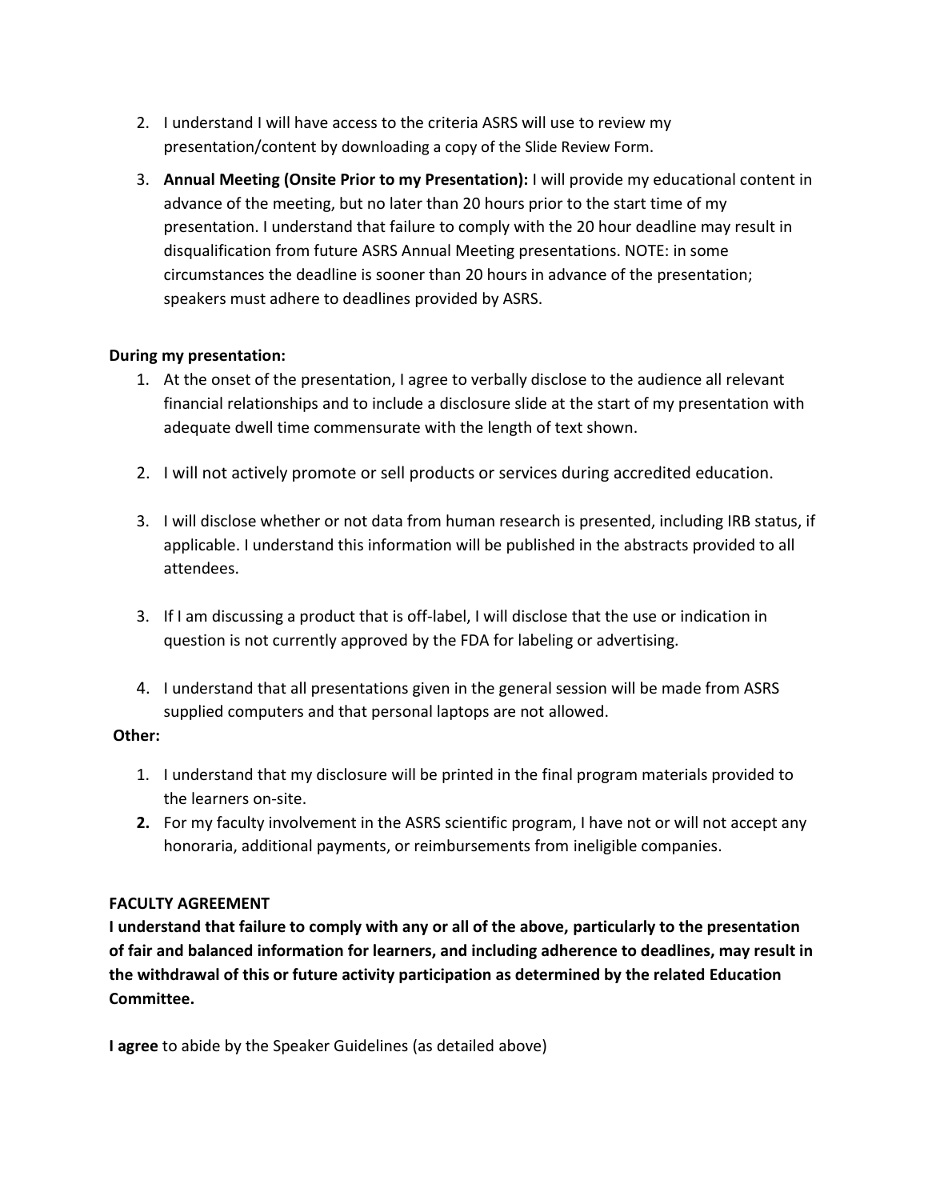2. I understand I will have access to the criteria ASRS will use to review my presentation/content by downloading a copy of the Slide Review Form.
3. **Annual Meeting (Onsite Prior to my Presentation):** I will provide my educational content in advance of the meeting, but no later than 20 hours prior to the start time of my presentation. I understand that failure to comply with the 20 hour deadline may result in disqualification from future ASRS Annual Meeting presentations. NOTE: in some circumstances the deadline is sooner than 20 hours in advance of the presentation; speakers must adhere to deadlines provided by ASRS.

**During my presentation:**

1. At the onset of the presentation, I agree to verbally disclose to the audience all relevant financial relationships and to include a disclosure slide at the start of my presentation with adequate dwell time commensurate with the length of text shown.
2. I will not actively promote or sell products or services during accredited education.
3. I will disclose whether or not data from human research is presented, including IRB status, if applicable. I understand this information will be published in the abstracts provided to all attendees.
3. If I am discussing a product that is off-label, I will disclose that the use or indication in question is not currently approved by the FDA for labeling or advertising.
4. I understand that all presentations given in the general session will be made from ASRS supplied computers and that personal laptops are not allowed.

**Other:**

1. I understand that my disclosure will be printed in the final program materials provided to the learners on-site.
2. For my faculty involvement in the ASRS scientific program, I have not or will not accept any honoraria, additional payments, or reimbursements from ineligible companies.

**FACULTY AGREEMENT**

**I understand that failure to comply with any or all of the above, particularly to the presentation of fair and balanced information for learners, and including adherence to deadlines, may result in the withdrawal of this or future activity participation as determined by the related Education Committee.**

**I agree** to abide by the Speaker Guidelines (as detailed above)